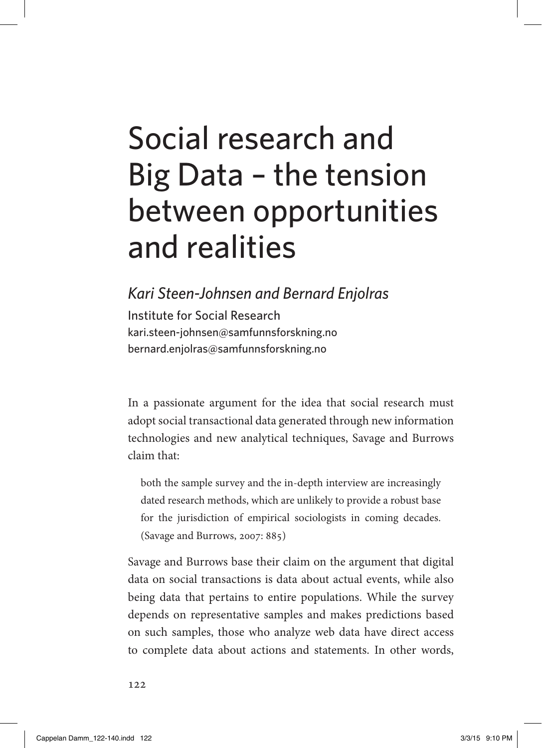# Social research and Big Data – the tension between opportunities and realities

*Kari Steen-Johnsen and Bernard Enjolras*

Institute for Social Research
kari.steen-johnsen@samfunnsforskning.no
bernard.enjolras@samfunnsforskning.no

In a passionate argument for the idea that social research must adopt social transactional data generated through new information technologies and new analytical techniques, Savage and Burrows claim that:

> both the sample survey and the in-depth interview are increasingly dated research methods, which are unlikely to provide a robust base for the jurisdiction of empirical sociologists in coming decades. (Savage and Burrows, 2007: 885)

Savage and Burrows base their claim on the argument that digital data on social transactions is data about actual events, while also being data that pertains to entire populations. While the survey depends on representative samples and makes predictions based on such samples, those who analyze web data have direct access to complete data about actions and statements. In other words,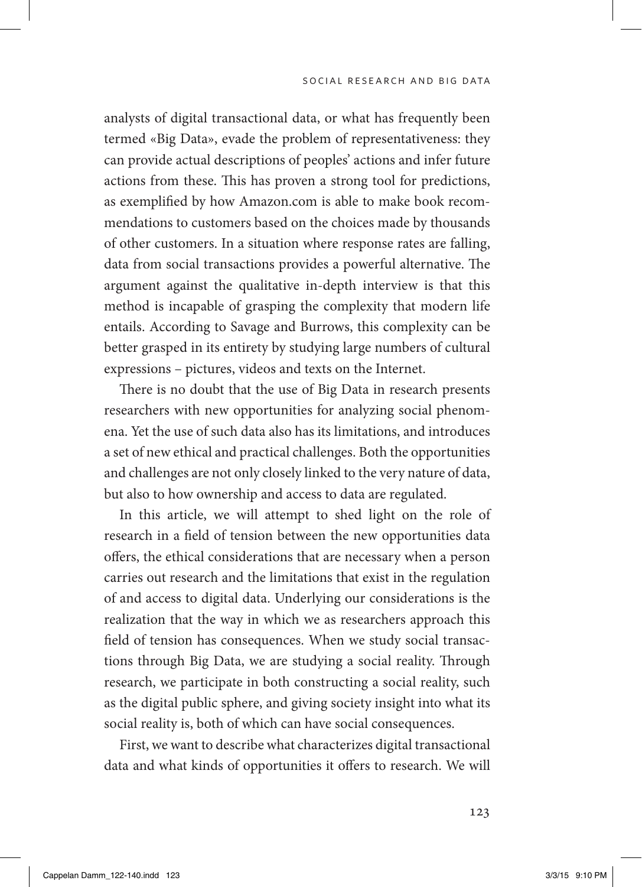analysts of digital transactional data, or what has frequently been termed «Big Data», evade the problem of representativeness: they can provide actual descriptions of peoples' actions and infer future actions from these. This has proven a strong tool for predictions, as exemplified by how Amazon.com is able to make book recommendations to customers based on the choices made by thousands of other customers. In a situation where response rates are falling, data from social transactions provides a powerful alternative. The argument against the qualitative in-depth interview is that this method is incapable of grasping the complexity that modern life entails. According to Savage and Burrows, this complexity can be better grasped in its entirety by studying large numbers of cultural expressions – pictures, videos and texts on the Internet.

There is no doubt that the use of Big Data in research presents researchers with new opportunities for analyzing social phenomena. Yet the use of such data also has its limitations, and introduces a set of new ethical and practical challenges. Both the opportunities and challenges are not only closely linked to the very nature of data, but also to how ownership and access to data are regulated.

In this article, we will attempt to shed light on the role of research in a field of tension between the new opportunities data offers, the ethical considerations that are necessary when a person carries out research and the limitations that exist in the regulation of and access to digital data. Underlying our considerations is the realization that the way in which we as researchers approach this field of tension has consequences. When we study social transactions through Big Data, we are studying a social reality. Through research, we participate in both constructing a social reality, such as the digital public sphere, and giving society insight into what its social reality is, both of which can have social consequences.

First, we want to describe what characterizes digital transactional data and what kinds of opportunities it offers to research. We will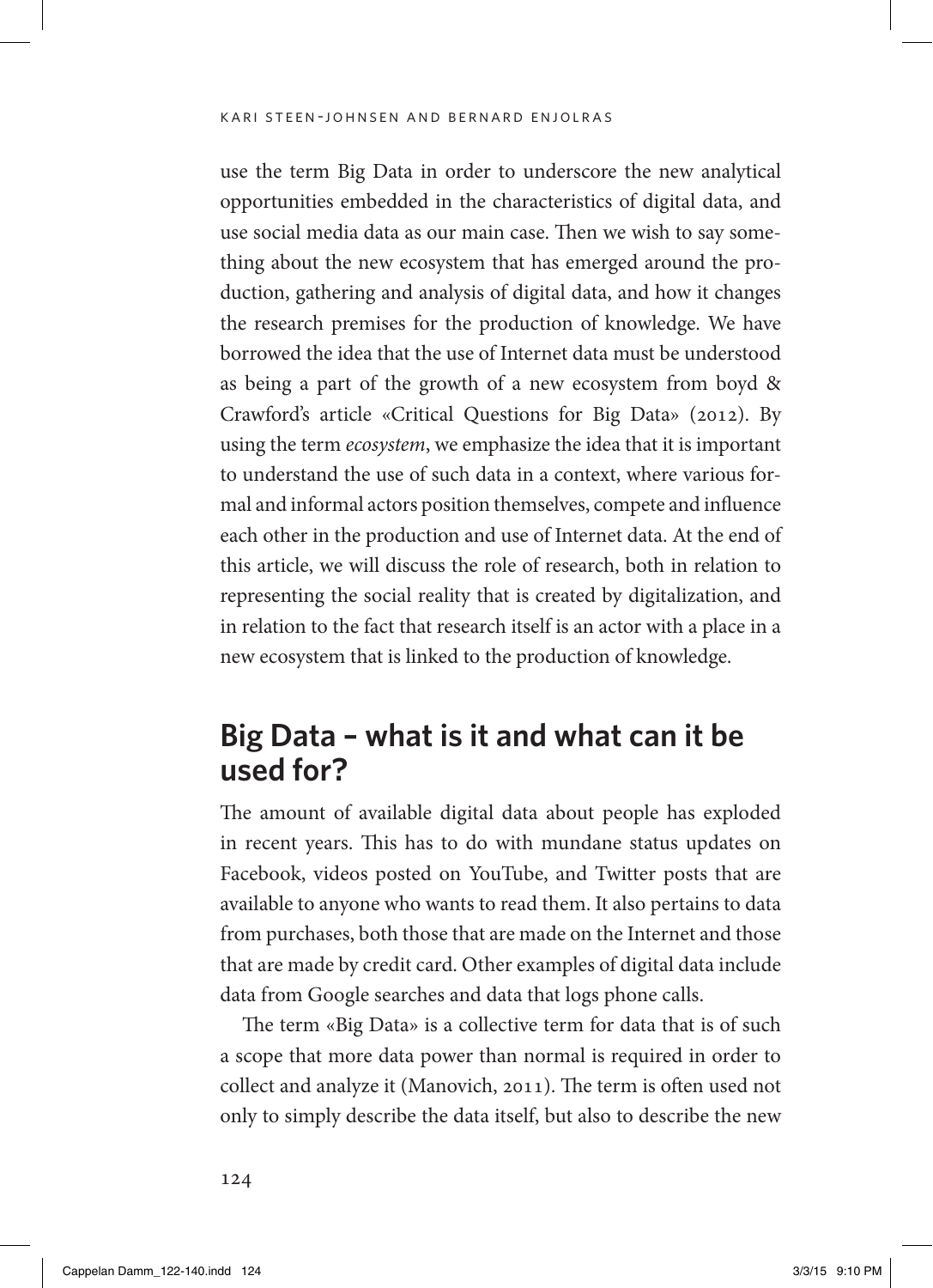use the term Big Data in order to underscore the new analytical opportunities embedded in the characteristics of digital data, and use social media data as our main case. Then we wish to say something about the new ecosystem that has emerged around the production, gathering and analysis of digital data, and how it changes the research premises for the production of knowledge. We have borrowed the idea that the use of Internet data must be understood as being a part of the growth of a new ecosystem from boyd & Crawford's article «Critical Questions for Big Data» (2012). By using the term *ecosystem*, we emphasize the idea that it is important to understand the use of such data in a context, where various formal and informal actors position themselves, compete and influence each other in the production and use of Internet data. At the end of this article, we will discuss the role of research, both in relation to representing the social reality that is created by digitalization, and in relation to the fact that research itself is an actor with a place in a new ecosystem that is linked to the production of knowledge.

## Big Data – what is it and what can it be used for?

The amount of available digital data about people has exploded in recent years. This has to do with mundane status updates on Facebook, videos posted on YouTube, and Twitter posts that are available to anyone who wants to read them. It also pertains to data from purchases, both those that are made on the Internet and those that are made by credit card. Other examples of digital data include data from Google searches and data that logs phone calls.

The term «Big Data» is a collective term for data that is of such a scope that more data power than normal is required in order to collect and analyze it (Manovich, 2011). The term is often used not only to simply describe the data itself, but also to describe the new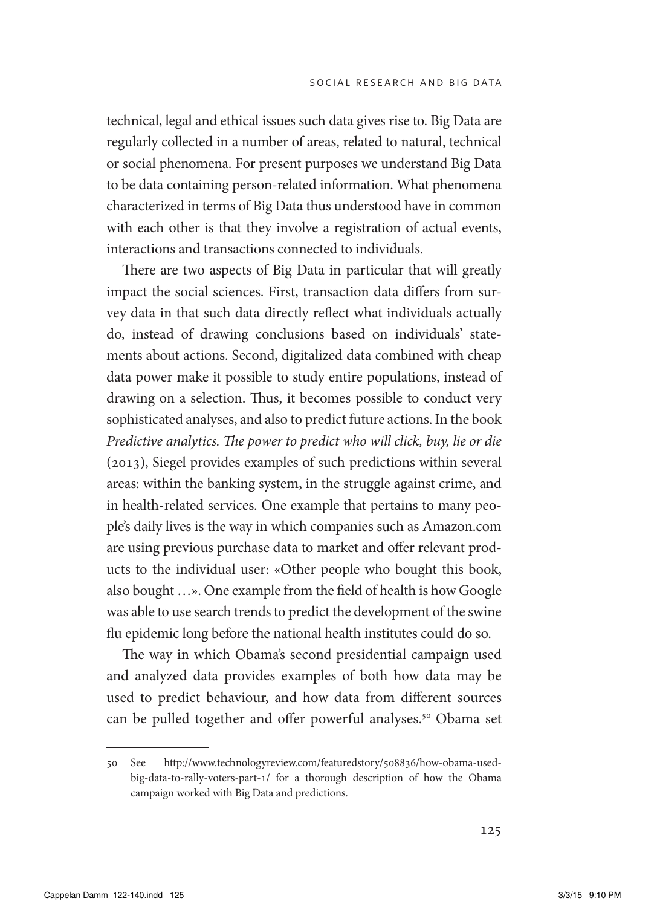technical, legal and ethical issues such data gives rise to. Big Data are regularly collected in a number of areas, related to natural, technical or social phenomena. For present purposes we understand Big Data to be data containing person-related information. What phenomena characterized in terms of Big Data thus understood have in common with each other is that they involve a registration of actual events, interactions and transactions connected to individuals.

There are two aspects of Big Data in particular that will greatly impact the social sciences. First, transaction data differs from survey data in that such data directly reflect what individuals actually do, instead of drawing conclusions based on individuals' statements about actions. Second, digitalized data combined with cheap data power make it possible to study entire populations, instead of drawing on a selection. Thus, it becomes possible to conduct very sophisticated analyses, and also to predict future actions. In the book *Predictive analytics. The power to predict who will click, buy, lie or die* (2013), Siegel provides examples of such predictions within several areas: within the banking system, in the struggle against crime, and in health-related services. One example that pertains to many people's daily lives is the way in which companies such as Amazon.com are using previous purchase data to market and offer relevant products to the individual user: «Other people who bought this book, also bought …». One example from the field of health is how Google was able to use search trends to predict the development of the swine flu epidemic long before the national health institutes could do so.

The way in which Obama's second presidential campaign used and analyzed data provides examples of both how data may be used to predict behaviour, and how data from different sources can be pulled together and offer powerful analyses.[50] Obama set

---

50 See http://www.technologyreview.com/featuredstory/508836/how-obama-used-big-data-to-rally-voters-part-1/ for a thorough description of how the Obama campaign worked with Big Data and predictions.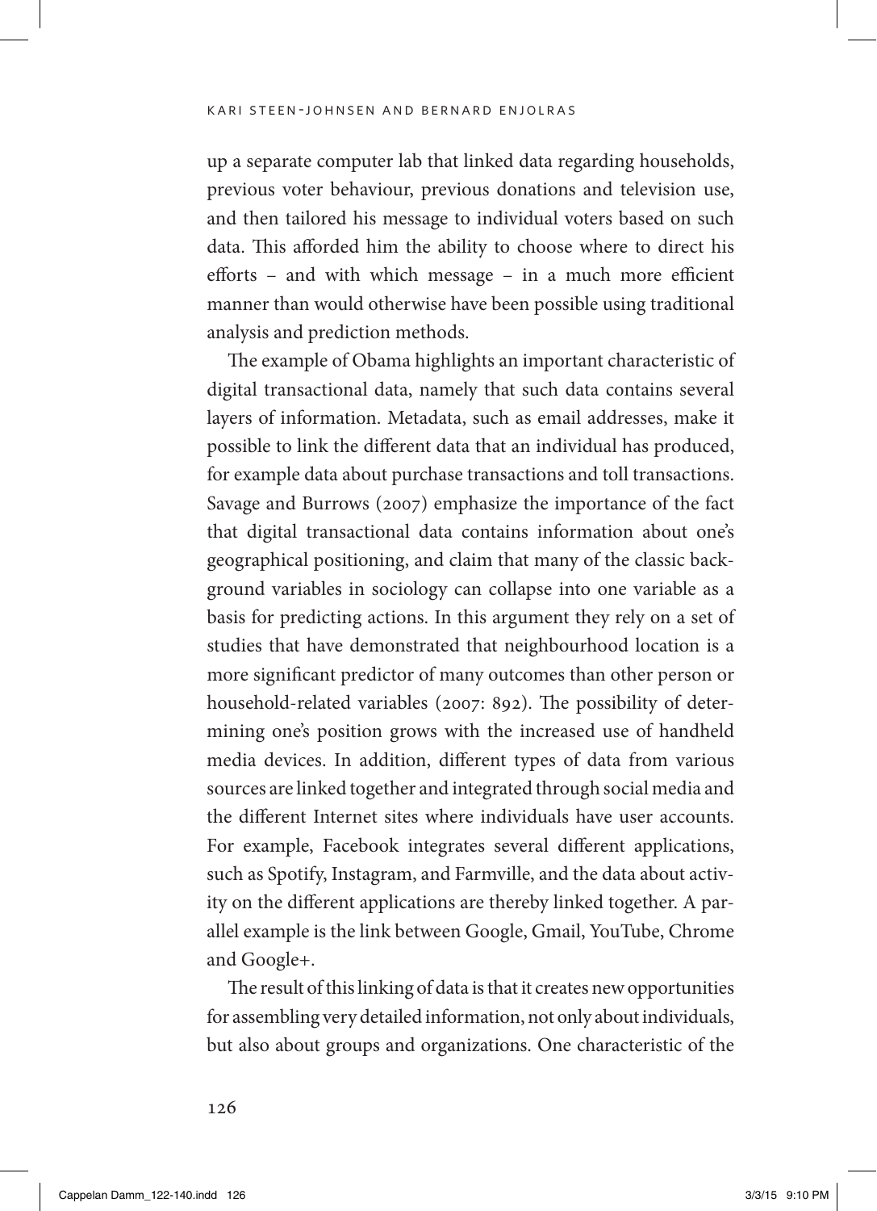up a separate computer lab that linked data regarding households, previous voter behaviour, previous donations and television use, and then tailored his message to individual voters based on such data. This afforded him the ability to choose where to direct his efforts – and with which message – in a much more efficient manner than would otherwise have been possible using traditional analysis and prediction methods.

The example of Obama highlights an important characteristic of digital transactional data, namely that such data contains several layers of information. Metadata, such as email addresses, make it possible to link the different data that an individual has produced, for example data about purchase transactions and toll transactions. Savage and Burrows (2007) emphasize the importance of the fact that digital transactional data contains information about one's geographical positioning, and claim that many of the classic background variables in sociology can collapse into one variable as a basis for predicting actions. In this argument they rely on a set of studies that have demonstrated that neighbourhood location is a more significant predictor of many outcomes than other person or household-related variables (2007: 892). The possibility of determining one's position grows with the increased use of handheld media devices. In addition, different types of data from various sources are linked together and integrated through social media and the different Internet sites where individuals have user accounts. For example, Facebook integrates several different applications, such as Spotify, Instagram, and Farmville, and the data about activity on the different applications are thereby linked together. A parallel example is the link between Google, Gmail, YouTube, Chrome and Google+.

The result of this linking of data is that it creates new opportunities for assembling very detailed information, not only about individuals, but also about groups and organizations. One characteristic of the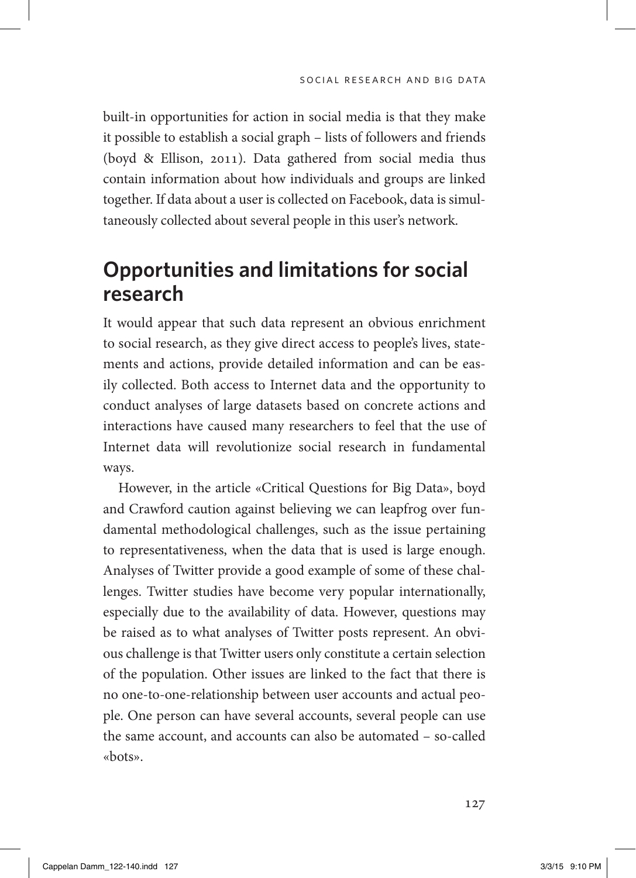built-in opportunities for action in social media is that they make it possible to establish a social graph – lists of followers and friends (boyd & Ellison, 2011). Data gathered from social media thus contain information about how individuals and groups are linked together. If data about a user is collected on Facebook, data is simultaneously collected about several people in this user's network.

## Opportunities and limitations for social research

It would appear that such data represent an obvious enrichment to social research, as they give direct access to people's lives, statements and actions, provide detailed information and can be easily collected. Both access to Internet data and the opportunity to conduct analyses of large datasets based on concrete actions and interactions have caused many researchers to feel that the use of Internet data will revolutionize social research in fundamental ways.

However, in the article «Critical Questions for Big Data», boyd and Crawford caution against believing we can leapfrog over fundamental methodological challenges, such as the issue pertaining to representativeness, when the data that is used is large enough. Analyses of Twitter provide a good example of some of these challenges. Twitter studies have become very popular internationally, especially due to the availability of data. However, questions may be raised as to what analyses of Twitter posts represent. An obvious challenge is that Twitter users only constitute a certain selection of the population. Other issues are linked to the fact that there is no one-to-one-relationship between user accounts and actual people. One person can have several accounts, several people can use the same account, and accounts can also be automated – so-called «bots».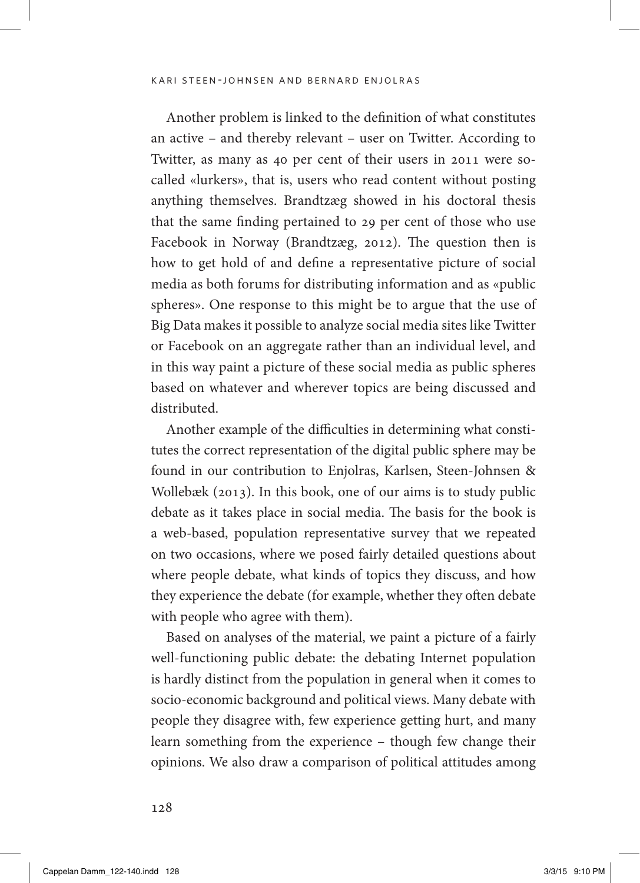Another problem is linked to the definition of what constitutes an active – and thereby relevant – user on Twitter. According to Twitter, as many as 40 per cent of their users in 2011 were so-called «lurkers», that is, users who read content without posting anything themselves. Brandtzæg showed in his doctoral thesis that the same finding pertained to 29 per cent of those who use Facebook in Norway (Brandtzæg, 2012). The question then is how to get hold of and define a representative picture of social media as both forums for distributing information and as «public spheres». One response to this might be to argue that the use of Big Data makes it possible to analyze social media sites like Twitter or Facebook on an aggregate rather than an individual level, and in this way paint a picture of these social media as public spheres based on whatever and wherever topics are being discussed and distributed.

Another example of the difficulties in determining what constitutes the correct representation of the digital public sphere may be found in our contribution to Enjolras, Karlsen, Steen-Johnsen & Wollebæk (2013). In this book, one of our aims is to study public debate as it takes place in social media. The basis for the book is a web-based, population representative survey that we repeated on two occasions, where we posed fairly detailed questions about where people debate, what kinds of topics they discuss, and how they experience the debate (for example, whether they often debate with people who agree with them).

Based on analyses of the material, we paint a picture of a fairly well-functioning public debate: the debating Internet population is hardly distinct from the population in general when it comes to socio-economic background and political views. Many debate with people they disagree with, few experience getting hurt, and many learn something from the experience – though few change their opinions. We also draw a comparison of political attitudes among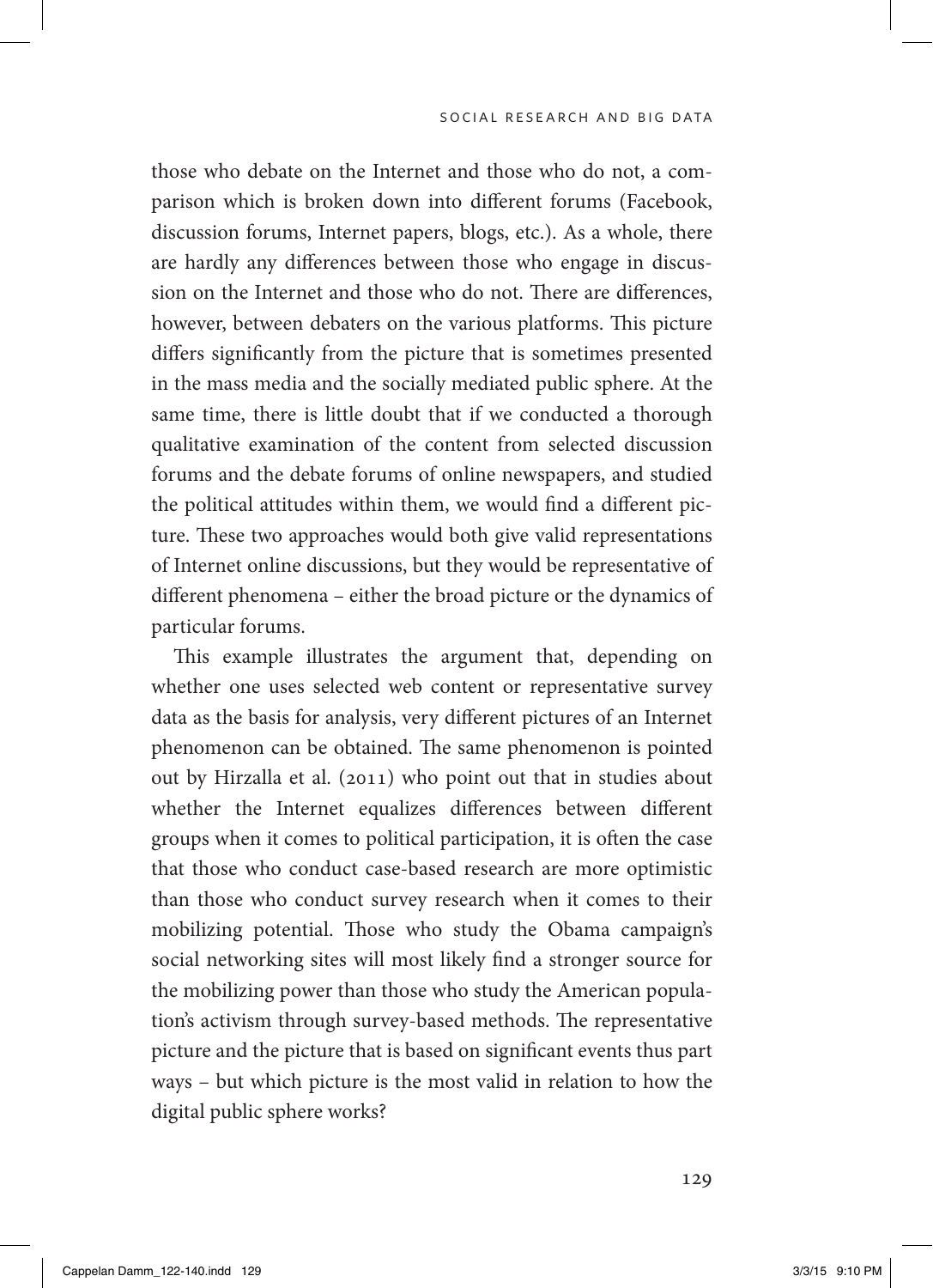those who debate on the Internet and those who do not, a comparison which is broken down into different forums (Facebook, discussion forums, Internet papers, blogs, etc.). As a whole, there are hardly any differences between those who engage in discussion on the Internet and those who do not. There are differences, however, between debaters on the various platforms. This picture differs significantly from the picture that is sometimes presented in the mass media and the socially mediated public sphere. At the same time, there is little doubt that if we conducted a thorough qualitative examination of the content from selected discussion forums and the debate forums of online newspapers, and studied the political attitudes within them, we would find a different picture. These two approaches would both give valid representations of Internet online discussions, but they would be representative of different phenomena – either the broad picture or the dynamics of particular forums.

This example illustrates the argument that, depending on whether one uses selected web content or representative survey data as the basis for analysis, very different pictures of an Internet phenomenon can be obtained. The same phenomenon is pointed out by Hirzalla et al. (2011) who point out that in studies about whether the Internet equalizes differences between different groups when it comes to political participation, it is often the case that those who conduct case-based research are more optimistic than those who conduct survey research when it comes to their mobilizing potential. Those who study the Obama campaign's social networking sites will most likely find a stronger source for the mobilizing power than those who study the American population's activism through survey-based methods. The representative picture and the picture that is based on significant events thus part ways – but which picture is the most valid in relation to how the digital public sphere works?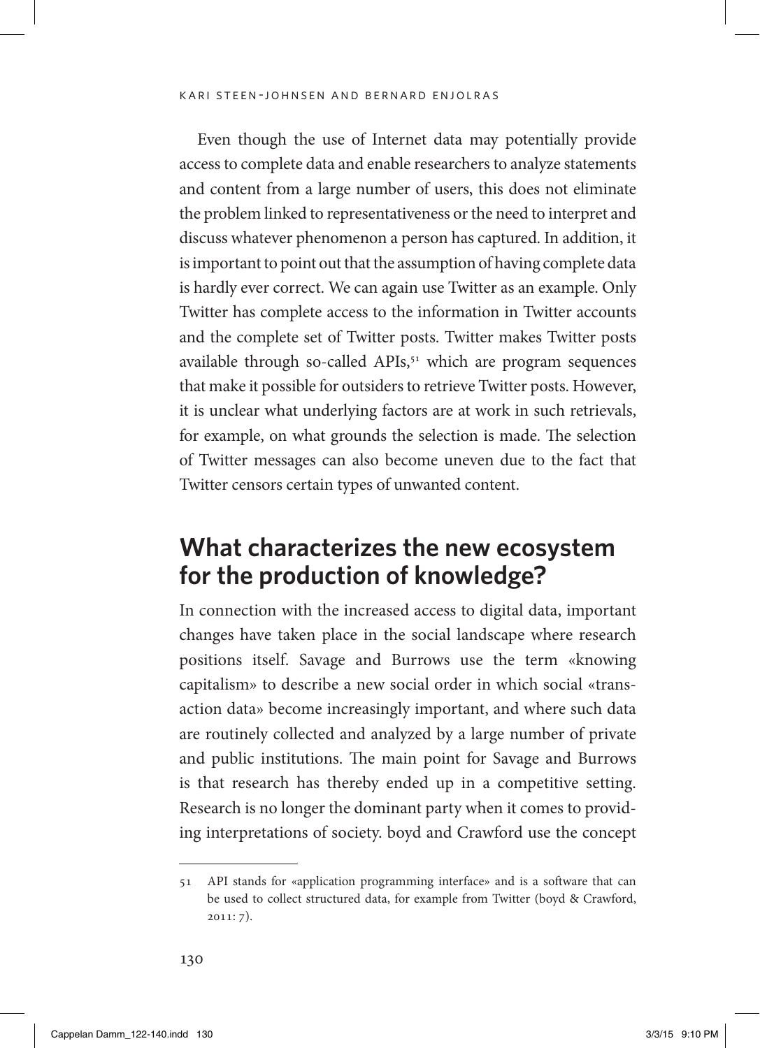Even though the use of Internet data may potentially provide access to complete data and enable researchers to analyze statements and content from a large number of users, this does not eliminate the problem linked to representativeness or the need to interpret and discuss whatever phenomenon a person has captured. In addition, it is important to point out that the assumption of having complete data is hardly ever correct. We can again use Twitter as an example. Only Twitter has complete access to the information in Twitter accounts and the complete set of Twitter posts. Twitter makes Twitter posts available through so-called APIs,[51] which are program sequences that make it possible for outsiders to retrieve Twitter posts. However, it is unclear what underlying factors are at work in such retrievals, for example, on what grounds the selection is made. The selection of Twitter messages can also become uneven due to the fact that Twitter censors certain types of unwanted content.

## What characterizes the new ecosystem for the production of knowledge?

In connection with the increased access to digital data, important changes have taken place in the social landscape where research positions itself. Savage and Burrows use the term «knowing capitalism» to describe a new social order in which social «transaction data» become increasingly important, and where such data are routinely collected and analyzed by a large number of private and public institutions. The main point for Savage and Burrows is that research has thereby ended up in a competitive setting. Research is no longer the dominant party when it comes to providing interpretations of society. boyd and Crawford use the concept

---

51 API stands for «application programming interface» and is a software that can be used to collect structured data, for example from Twitter (boyd & Crawford, 2011: 7).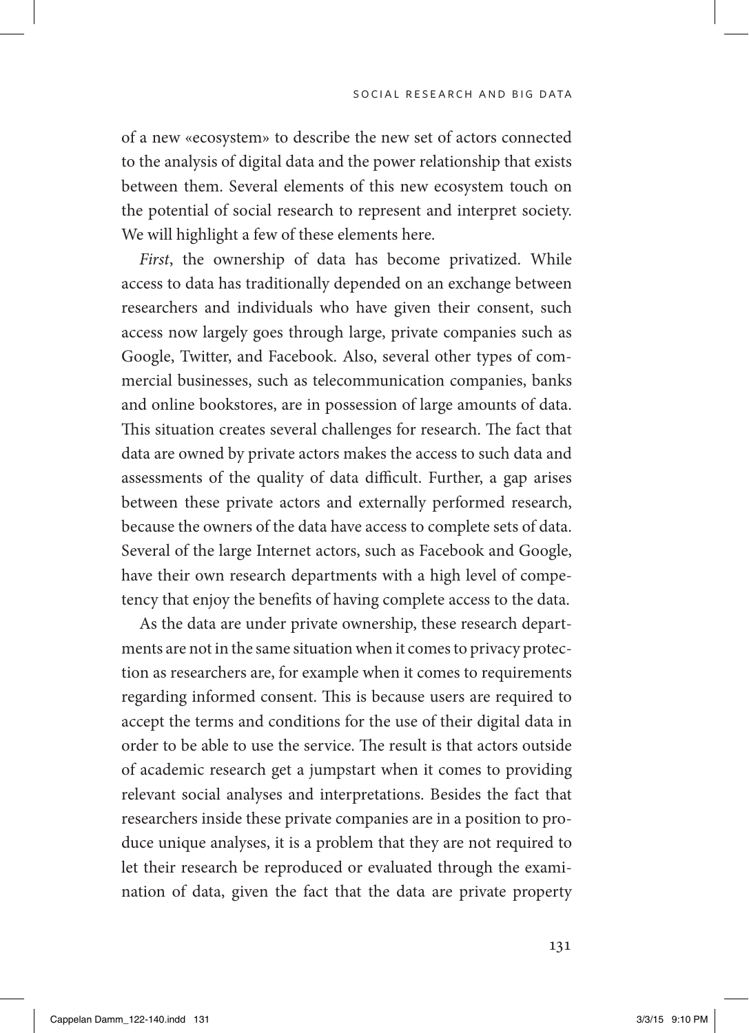of a new «ecosystem» to describe the new set of actors connected to the analysis of digital data and the power relationship that exists between them. Several elements of this new ecosystem touch on the potential of social research to represent and interpret society. We will highlight a few of these elements here.

*First*, the ownership of data has become privatized. While access to data has traditionally depended on an exchange between researchers and individuals who have given their consent, such access now largely goes through large, private companies such as Google, Twitter, and Facebook. Also, several other types of commercial businesses, such as telecommunication companies, banks and online bookstores, are in possession of large amounts of data. This situation creates several challenges for research. The fact that data are owned by private actors makes the access to such data and assessments of the quality of data difficult. Further, a gap arises between these private actors and externally performed research, because the owners of the data have access to complete sets of data. Several of the large Internet actors, such as Facebook and Google, have their own research departments with a high level of competency that enjoy the benefits of having complete access to the data.

As the data are under private ownership, these research departments are not in the same situation when it comes to privacy protection as researchers are, for example when it comes to requirements regarding informed consent. This is because users are required to accept the terms and conditions for the use of their digital data in order to be able to use the service. The result is that actors outside of academic research get a jumpstart when it comes to providing relevant social analyses and interpretations. Besides the fact that researchers inside these private companies are in a position to produce unique analyses, it is a problem that they are not required to let their research be reproduced or evaluated through the examination of data, given the fact that the data are private property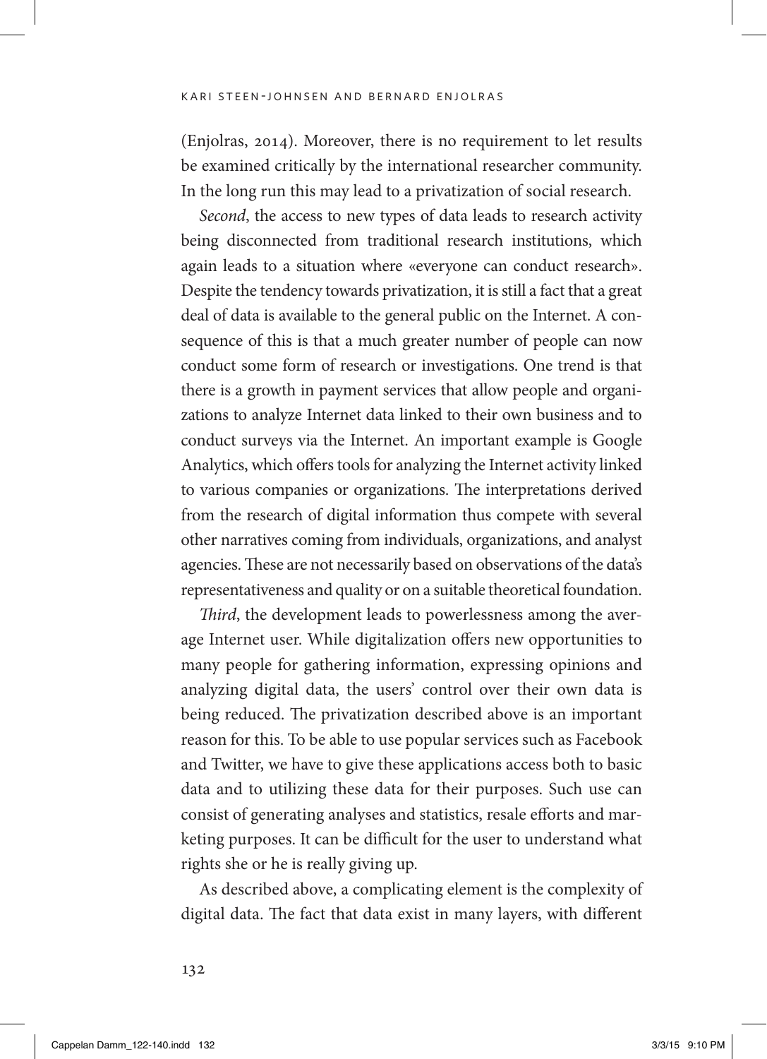(Enjolras, 2014). Moreover, there is no requirement to let results be examined critically by the international researcher community. In the long run this may lead to a privatization of social research.

*Second*, the access to new types of data leads to research activity being disconnected from traditional research institutions, which again leads to a situation where «everyone can conduct research». Despite the tendency towards privatization, it is still a fact that a great deal of data is available to the general public on the Internet. A consequence of this is that a much greater number of people can now conduct some form of research or investigations. One trend is that there is a growth in payment services that allow people and organizations to analyze Internet data linked to their own business and to conduct surveys via the Internet. An important example is Google Analytics, which offers tools for analyzing the Internet activity linked to various companies or organizations. The interpretations derived from the research of digital information thus compete with several other narratives coming from individuals, organizations, and analyst agencies. These are not necessarily based on observations of the data's representativeness and quality or on a suitable theoretical foundation.

*Third*, the development leads to powerlessness among the average Internet user. While digitalization offers new opportunities to many people for gathering information, expressing opinions and analyzing digital data, the users' control over their own data is being reduced. The privatization described above is an important reason for this. To be able to use popular services such as Facebook and Twitter, we have to give these applications access both to basic data and to utilizing these data for their purposes. Such use can consist of generating analyses and statistics, resale efforts and marketing purposes. It can be difficult for the user to understand what rights she or he is really giving up.

As described above, a complicating element is the complexity of digital data. The fact that data exist in many layers, with different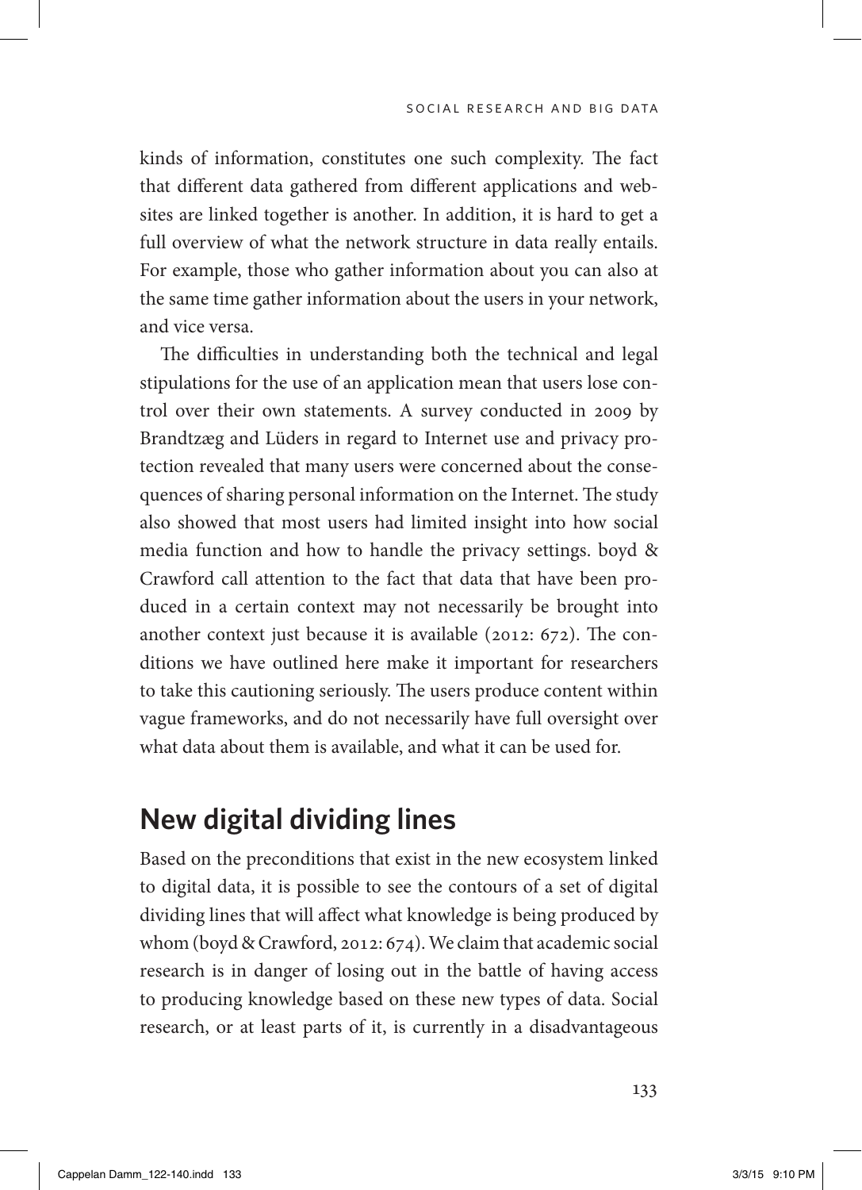kinds of information, constitutes one such complexity. The fact that different data gathered from different applications and websites are linked together is another. In addition, it is hard to get a full overview of what the network structure in data really entails. For example, those who gather information about you can also at the same time gather information about the users in your network, and vice versa.

The difficulties in understanding both the technical and legal stipulations for the use of an application mean that users lose control over their own statements. A survey conducted in 2009 by Brandtzæg and Lüders in regard to Internet use and privacy protection revealed that many users were concerned about the consequences of sharing personal information on the Internet. The study also showed that most users had limited insight into how social media function and how to handle the privacy settings. boyd & Crawford call attention to the fact that data that have been produced in a certain context may not necessarily be brought into another context just because it is available (2012: 672). The conditions we have outlined here make it important for researchers to take this cautioning seriously. The users produce content within vague frameworks, and do not necessarily have full oversight over what data about them is available, and what it can be used for.

## New digital dividing lines

Based on the preconditions that exist in the new ecosystem linked to digital data, it is possible to see the contours of a set of digital dividing lines that will affect what knowledge is being produced by whom (boyd & Crawford, 2012: 674). We claim that academic social research is in danger of losing out in the battle of having access to producing knowledge based on these new types of data. Social research, or at least parts of it, is currently in a disadvantageous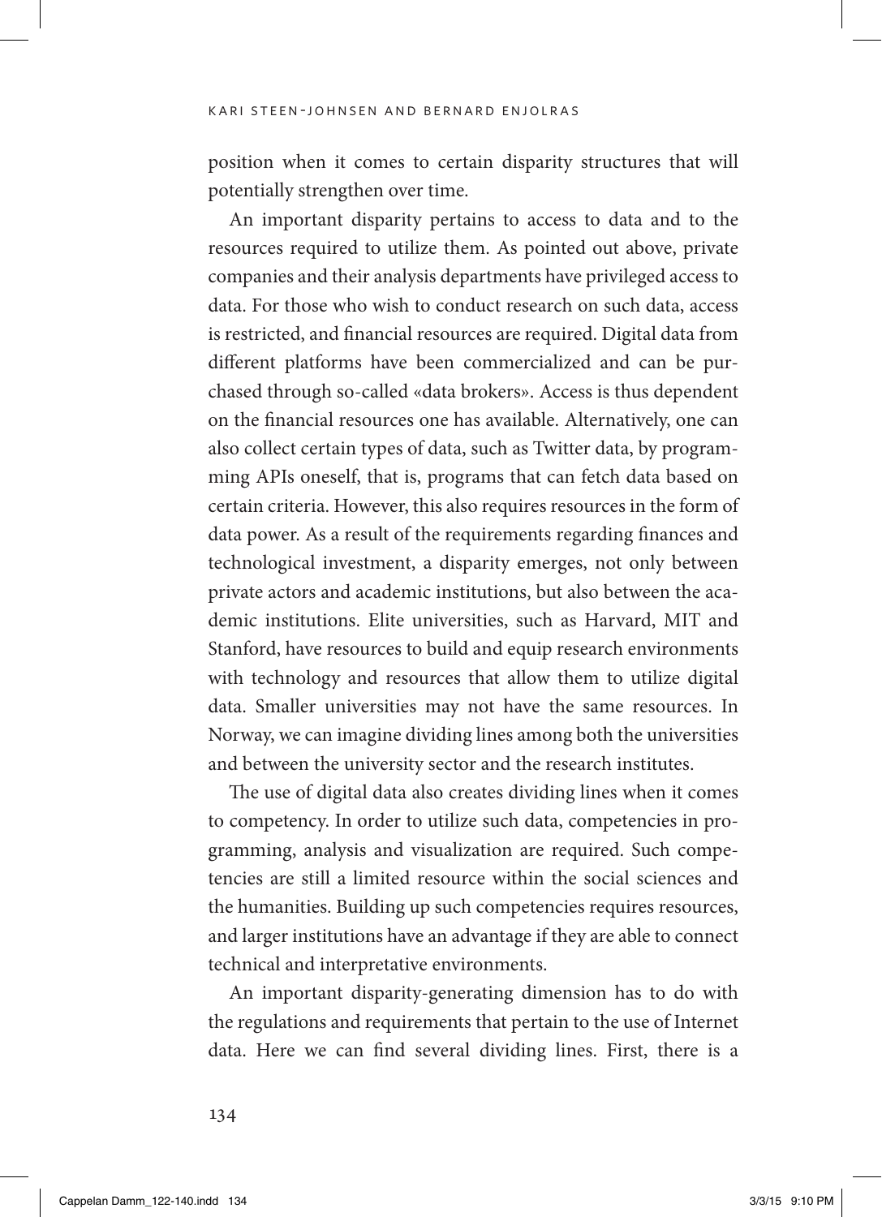position when it comes to certain disparity structures that will potentially strengthen over time.

An important disparity pertains to access to data and to the resources required to utilize them. As pointed out above, private companies and their analysis departments have privileged access to data. For those who wish to conduct research on such data, access is restricted, and financial resources are required. Digital data from different platforms have been commercialized and can be purchased through so-called «data brokers». Access is thus dependent on the financial resources one has available. Alternatively, one can also collect certain types of data, such as Twitter data, by programming APIs oneself, that is, programs that can fetch data based on certain criteria. However, this also requires resources in the form of data power. As a result of the requirements regarding finances and technological investment, a disparity emerges, not only between private actors and academic institutions, but also between the academic institutions. Elite universities, such as Harvard, MIT and Stanford, have resources to build and equip research environments with technology and resources that allow them to utilize digital data. Smaller universities may not have the same resources. In Norway, we can imagine dividing lines among both the universities and between the university sector and the research institutes.

The use of digital data also creates dividing lines when it comes to competency. In order to utilize such data, competencies in programming, analysis and visualization are required. Such competencies are still a limited resource within the social sciences and the humanities. Building up such competencies requires resources, and larger institutions have an advantage if they are able to connect technical and interpretative environments.

An important disparity-generating dimension has to do with the regulations and requirements that pertain to the use of Internet data. Here we can find several dividing lines. First, there is a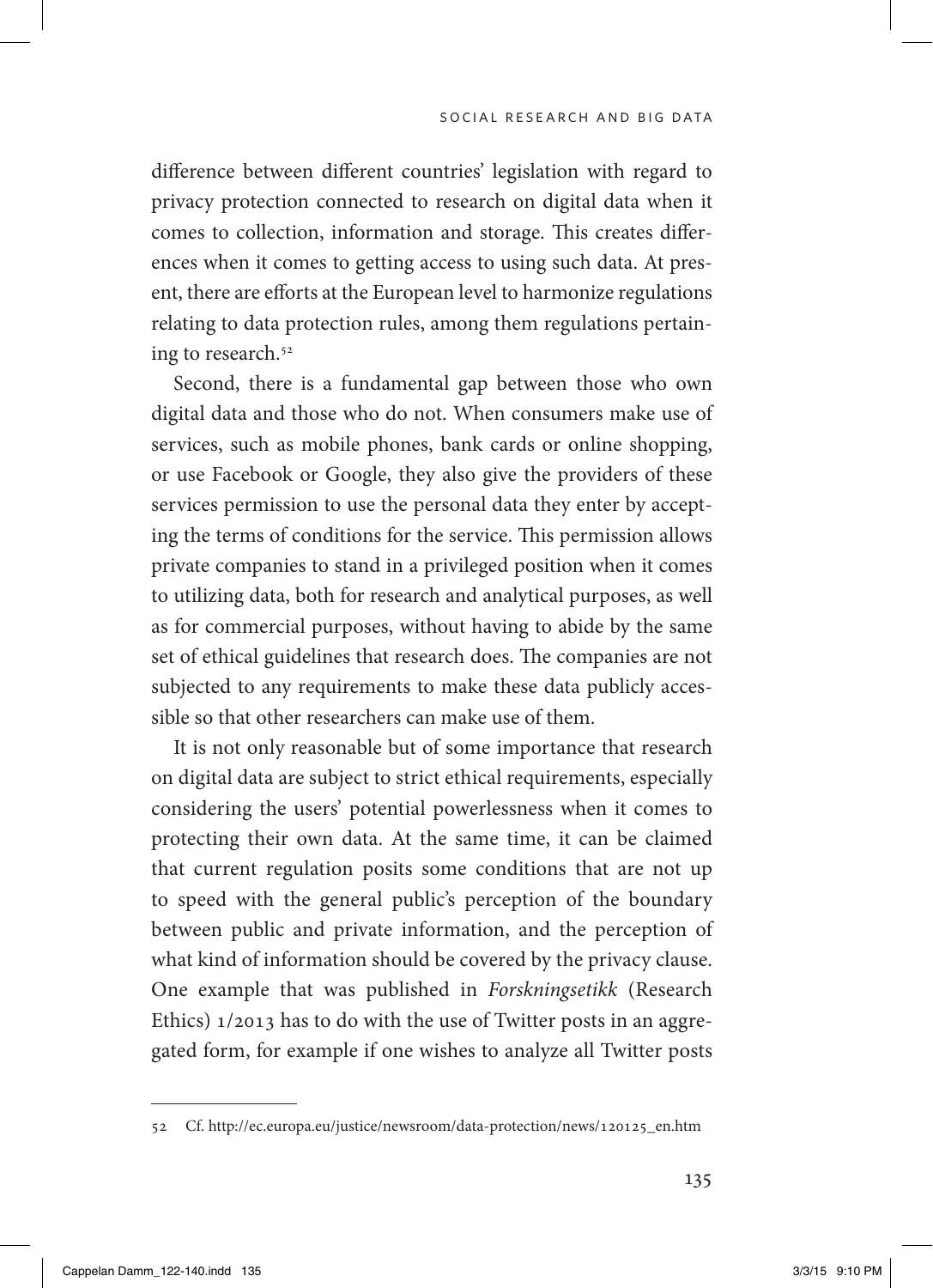difference between different countries' legislation with regard to privacy protection connected to research on digital data when it comes to collection, information and storage. This creates differences when it comes to getting access to using such data. At present, there are efforts at the European level to harmonize regulations relating to data protection rules, among them regulations pertaining to research.[52]

Second, there is a fundamental gap between those who own digital data and those who do not. When consumers make use of services, such as mobile phones, bank cards or online shopping, or use Facebook or Google, they also give the providers of these services permission to use the personal data they enter by accepting the terms of conditions for the service. This permission allows private companies to stand in a privileged position when it comes to utilizing data, both for research and analytical purposes, as well as for commercial purposes, without having to abide by the same set of ethical guidelines that research does. The companies are not subjected to any requirements to make these data publicly accessible so that other researchers can make use of them.

It is not only reasonable but of some importance that research on digital data are subject to strict ethical requirements, especially considering the users' potential powerlessness when it comes to protecting their own data. At the same time, it can be claimed that current regulation posits some conditions that are not up to speed with the general public's perception of the boundary between public and private information, and the perception of what kind of information should be covered by the privacy clause. One example that was published in *Forskningsetikk* (Research Ethics) 1/2013 has to do with the use of Twitter posts in an aggregated form, for example if one wishes to analyze all Twitter posts

---

52 Cf. http://ec.europa.eu/justice/newsroom/data-protection/news/120125_en.htm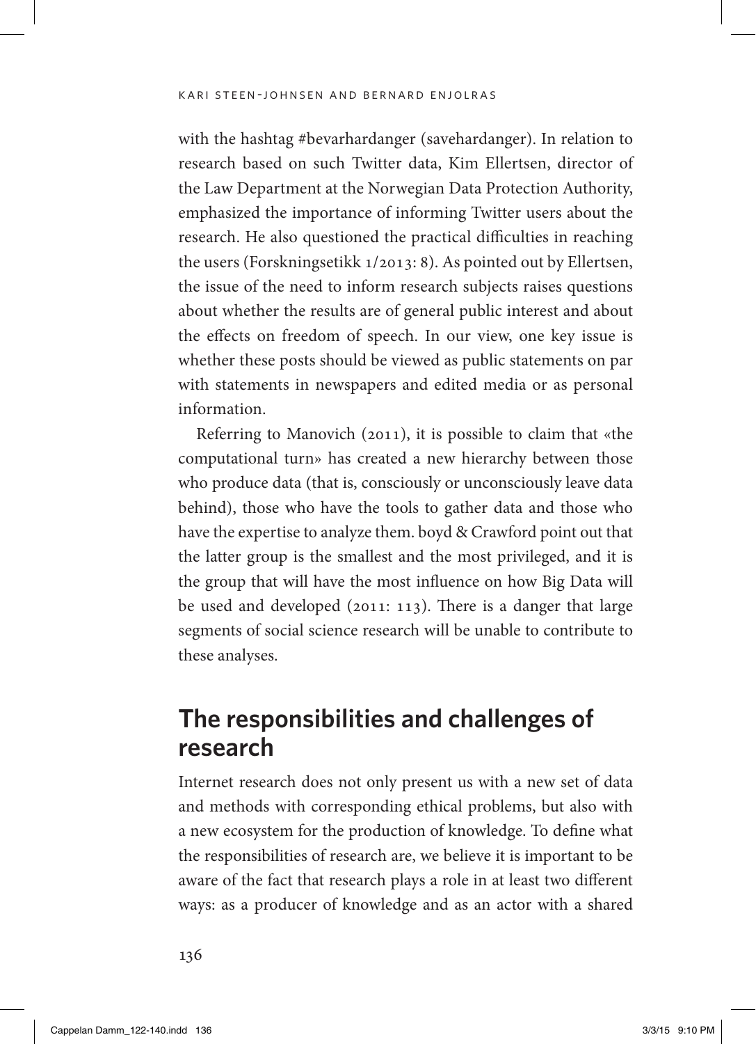with the hashtag #bevarhardanger (savehardanger). In relation to research based on such Twitter data, Kim Ellertsen, director of the Law Department at the Norwegian Data Protection Authority, emphasized the importance of informing Twitter users about the research. He also questioned the practical difficulties in reaching the users (Forskningsetikk 1/2013: 8). As pointed out by Ellertsen, the issue of the need to inform research subjects raises questions about whether the results are of general public interest and about the effects on freedom of speech. In our view, one key issue is whether these posts should be viewed as public statements on par with statements in newspapers and edited media or as personal information.

Referring to Manovich (2011), it is possible to claim that «the computational turn» has created a new hierarchy between those who produce data (that is, consciously or unconsciously leave data behind), those who have the tools to gather data and those who have the expertise to analyze them. boyd & Crawford point out that the latter group is the smallest and the most privileged, and it is the group that will have the most influence on how Big Data will be used and developed (2011: 113). There is a danger that large segments of social science research will be unable to contribute to these analyses.

## The responsibilities and challenges of research

Internet research does not only present us with a new set of data and methods with corresponding ethical problems, but also with a new ecosystem for the production of knowledge. To define what the responsibilities of research are, we believe it is important to be aware of the fact that research plays a role in at least two different ways: as a producer of knowledge and as an actor with a shared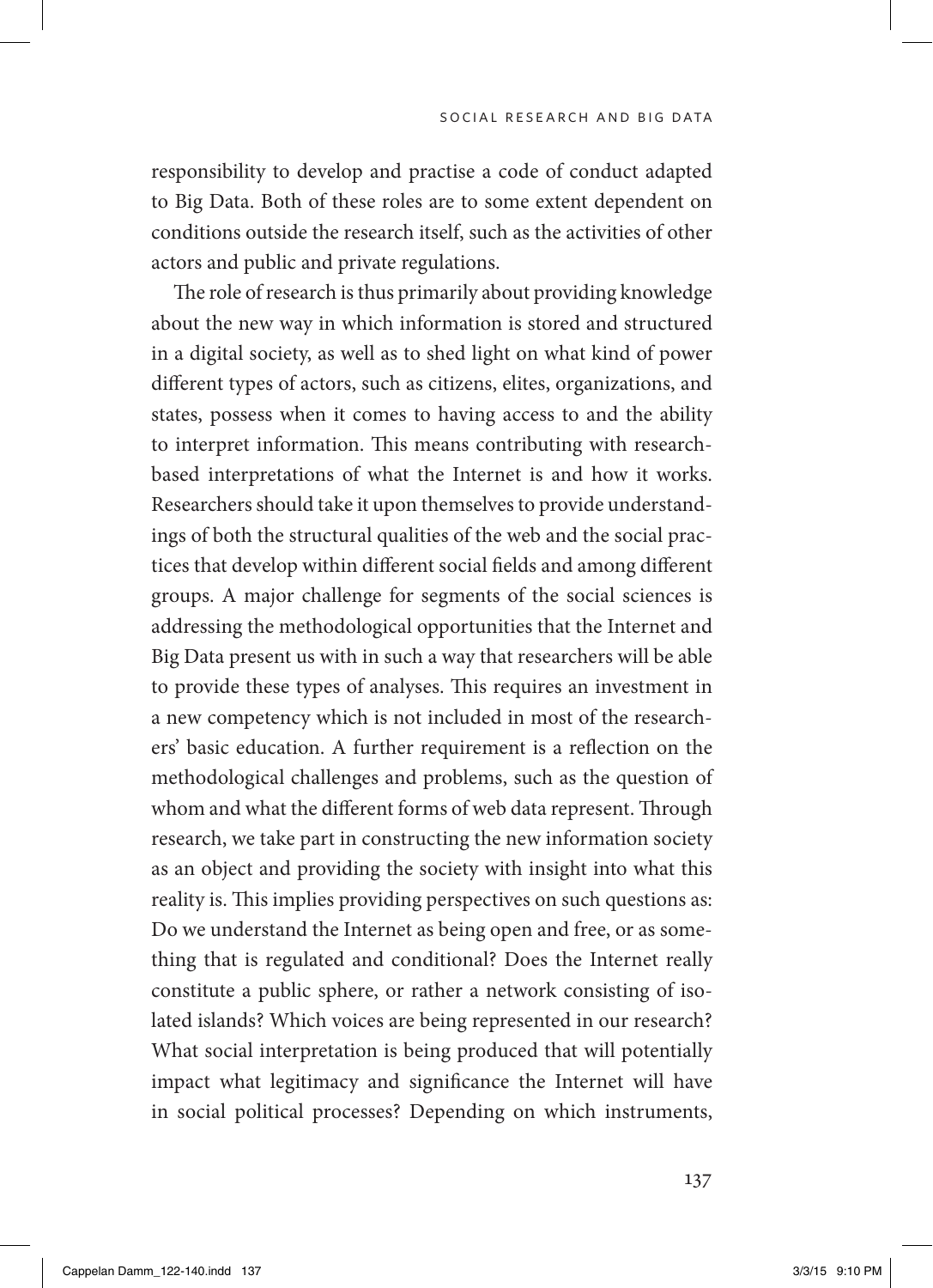responsibility to develop and practise a code of conduct adapted to Big Data. Both of these roles are to some extent dependent on conditions outside the research itself, such as the activities of other actors and public and private regulations.

The role of research is thus primarily about providing knowledge about the new way in which information is stored and structured in a digital society, as well as to shed light on what kind of power different types of actors, such as citizens, elites, organizations, and states, possess when it comes to having access to and the ability to interpret information. This means contributing with research-based interpretations of what the Internet is and how it works. Researchers should take it upon themselves to provide understandings of both the structural qualities of the web and the social practices that develop within different social fields and among different groups. A major challenge for segments of the social sciences is addressing the methodological opportunities that the Internet and Big Data present us with in such a way that researchers will be able to provide these types of analyses. This requires an investment in a new competency which is not included in most of the researchers' basic education. A further requirement is a reflection on the methodological challenges and problems, such as the question of whom and what the different forms of web data represent. Through research, we take part in constructing the new information society as an object and providing the society with insight into what this reality is. This implies providing perspectives on such questions as: Do we understand the Internet as being open and free, or as something that is regulated and conditional? Does the Internet really constitute a public sphere, or rather a network consisting of isolated islands? Which voices are being represented in our research? What social interpretation is being produced that will potentially impact what legitimacy and significance the Internet will have in social political processes? Depending on which instruments,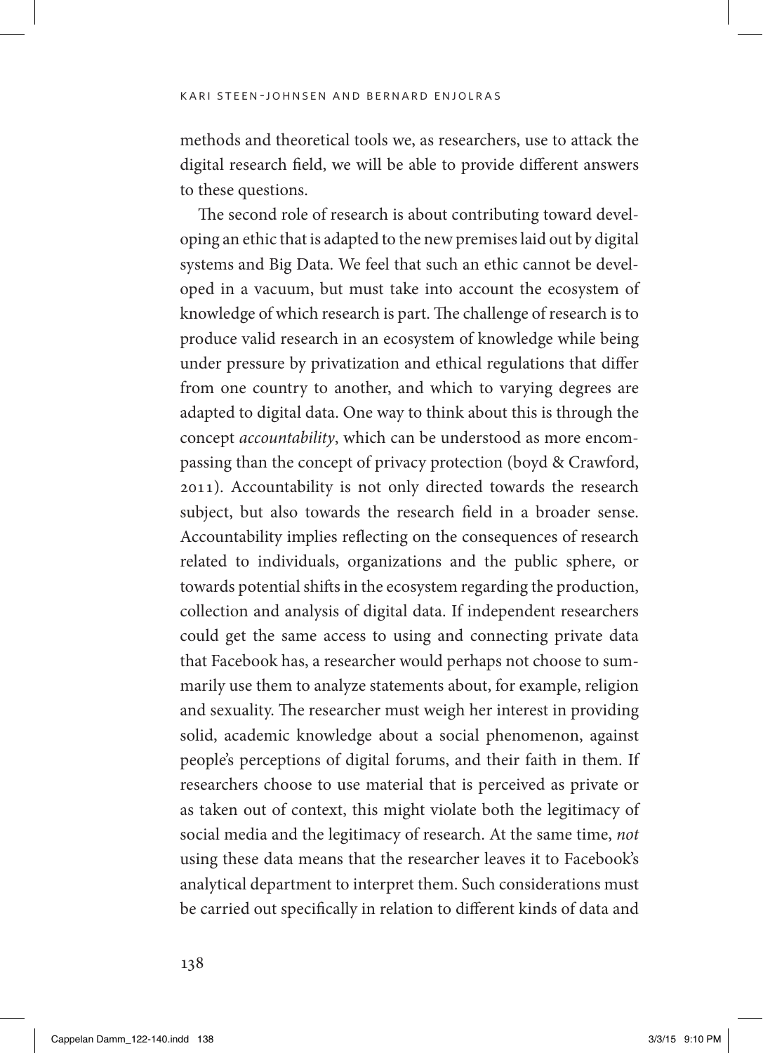methods and theoretical tools we, as researchers, use to attack the digital research field, we will be able to provide different answers to these questions.

The second role of research is about contributing toward developing an ethic that is adapted to the new premises laid out by digital systems and Big Data. We feel that such an ethic cannot be developed in a vacuum, but must take into account the ecosystem of knowledge of which research is part. The challenge of research is to produce valid research in an ecosystem of knowledge while being under pressure by privatization and ethical regulations that differ from one country to another, and which to varying degrees are adapted to digital data. One way to think about this is through the concept *accountability*, which can be understood as more encompassing than the concept of privacy protection (boyd & Crawford, 2011). Accountability is not only directed towards the research subject, but also towards the research field in a broader sense. Accountability implies reflecting on the consequences of research related to individuals, organizations and the public sphere, or towards potential shifts in the ecosystem regarding the production, collection and analysis of digital data. If independent researchers could get the same access to using and connecting private data that Facebook has, a researcher would perhaps not choose to summarily use them to analyze statements about, for example, religion and sexuality. The researcher must weigh her interest in providing solid, academic knowledge about a social phenomenon, against people's perceptions of digital forums, and their faith in them. If researchers choose to use material that is perceived as private or as taken out of context, this might violate both the legitimacy of social media and the legitimacy of research. At the same time, *not* using these data means that the researcher leaves it to Facebook's analytical department to interpret them. Such considerations must be carried out specifically in relation to different kinds of data and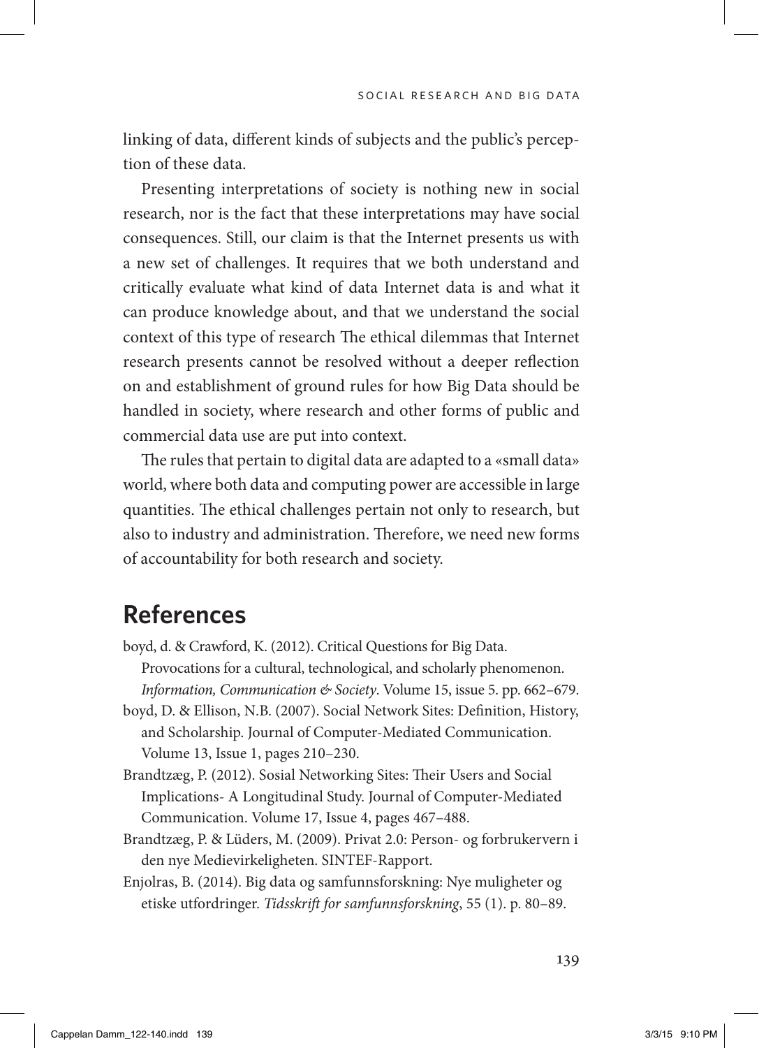linking of data, different kinds of subjects and the public's perception of these data.

Presenting interpretations of society is nothing new in social research, nor is the fact that these interpretations may have social consequences. Still, our claim is that the Internet presents us with a new set of challenges. It requires that we both understand and critically evaluate what kind of data Internet data is and what it can produce knowledge about, and that we understand the social context of this type of research The ethical dilemmas that Internet research presents cannot be resolved without a deeper reflection on and establishment of ground rules for how Big Data should be handled in society, where research and other forms of public and commercial data use are put into context.

The rules that pertain to digital data are adapted to a «small data» world, where both data and computing power are accessible in large quantities. The ethical challenges pertain not only to research, but also to industry and administration. Therefore, we need new forms of accountability for both research and society.

## References

boyd, d. & Crawford, K. (2012). Critical Questions for Big Data. Provocations for a cultural, technological, and scholarly phenomenon. *Information, Communication & Society*. Volume 15, issue 5. pp. 662–679.

boyd, D. & Ellison, N.B. (2007). Social Network Sites: Definition, History, and Scholarship. Journal of Computer-Mediated Communication. Volume 13, Issue 1, pages 210–230.

Brandtzæg, P. (2012). Sosial Networking Sites: Their Users and Social Implications- A Longitudinal Study. Journal of Computer-Mediated Communication. Volume 17, Issue 4, pages 467–488.

Brandtzæg, P. & Lüders, M. (2009). Privat 2.0: Person- og forbrukervern i den nye Medievirkeligheten. SINTEF-Rapport.

Enjolras, B. (2014). Big data og samfunnsforskning: Nye muligheter og etiske utfordringer. *Tidsskrift for samfunnsforskning*, 55 (1). p. 80–89.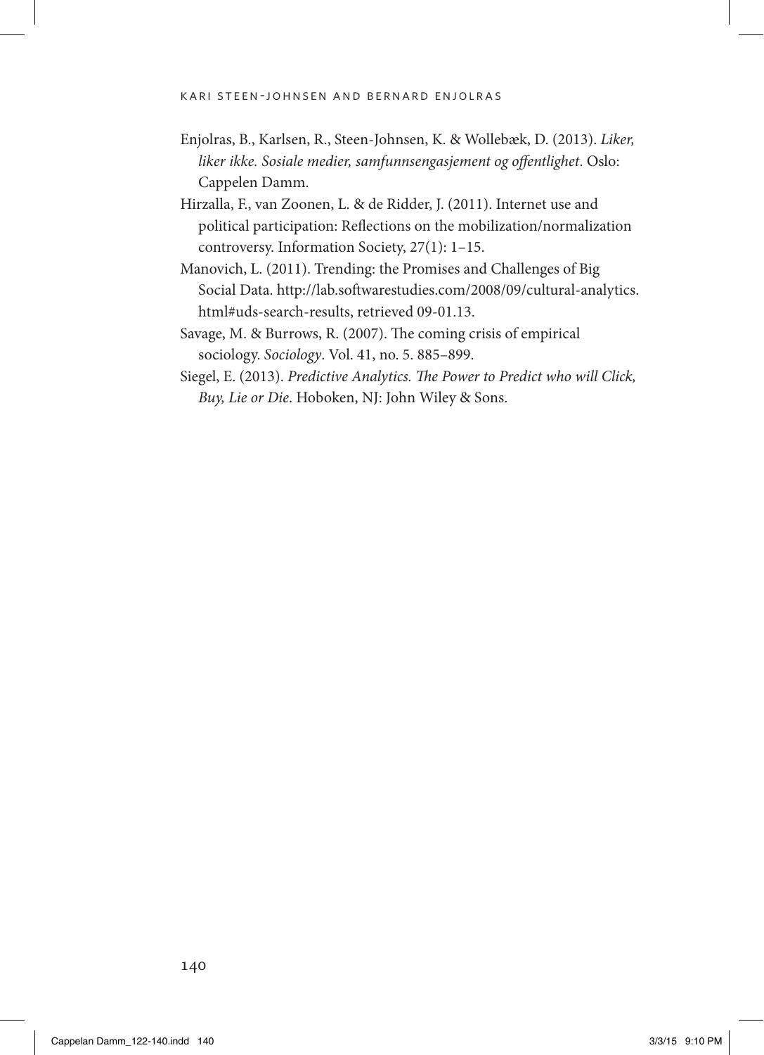Enjolras, B., Karlsen, R., Steen-Johnsen, K. & Wollebæk, D. (2013). *Liker, liker ikke. Sosiale medier, samfunnsengasjement og offentlighet*. Oslo: Cappelen Damm.

Hirzalla, F., van Zoonen, L. & de Ridder, J. (2011). Internet use and political participation: Reflections on the mobilization/normalization controversy. Information Society, 27(1): 1–15.

Manovich, L. (2011). Trending: the Promises and Challenges of Big Social Data. http://lab.softwarestudies.com/2008/09/cultural-analytics.html#uds-search-results, retrieved 09-01.13.

Savage, M. & Burrows, R. (2007). The coming crisis of empirical sociology. *Sociology*. Vol. 41, no. 5. 885–899.

Siegel, E. (2013). *Predictive Analytics. The Power to Predict who will Click, Buy, Lie or Die*. Hoboken, NJ: John Wiley & Sons.